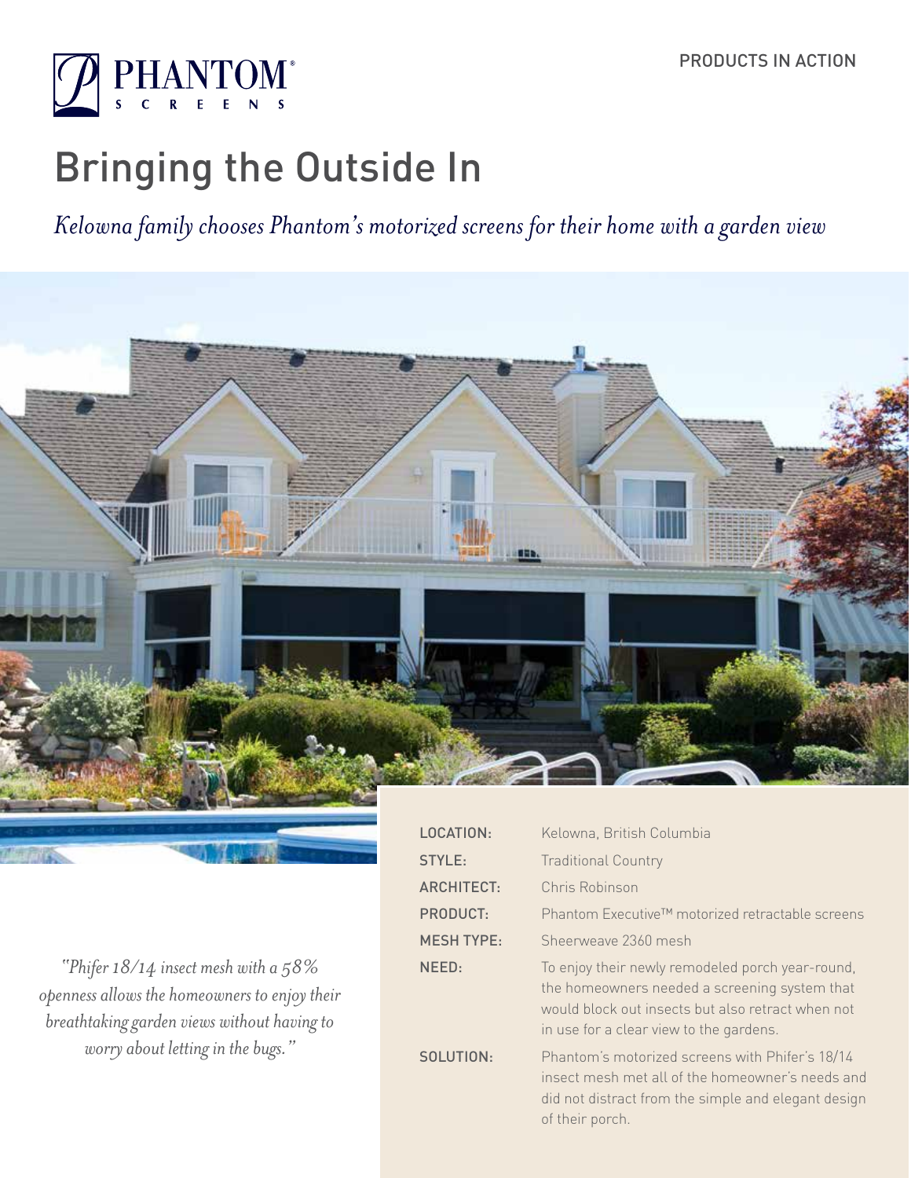PHANTOM® SCREENS

PRODUCTS IN ACTION

# Bringing the Outside In

*Kelowna family chooses Phantom's motorized screens for their home with a garden view*

| | |
|---|---|
| LOCATION: | Kelowna, British Columbia |
| STYLE: | Traditional Country |
| ARCHITECT: | Chris Robinson |
| PRODUCT: | Phantom Executive™ motorized retractable screens |
| MESH TYPE: | Sheerweave 2360 mesh |
| NEED: | To enjoy their newly remodeled porch year-round, the homeowners needed a screening system that would block out insects but also retract when not in use for a clear view to the gardens. |
| SOLUTION: | Phantom's motorized screens with Phifer's 18/14 insect mesh met all of the homeowner's needs and did not distract from the simple and elegant design of their porch. |

*"Phifer 18/14 insect mesh with a 58% openness allows the homeowners to enjoy their breathtaking garden views without having to worry about letting in the bugs."*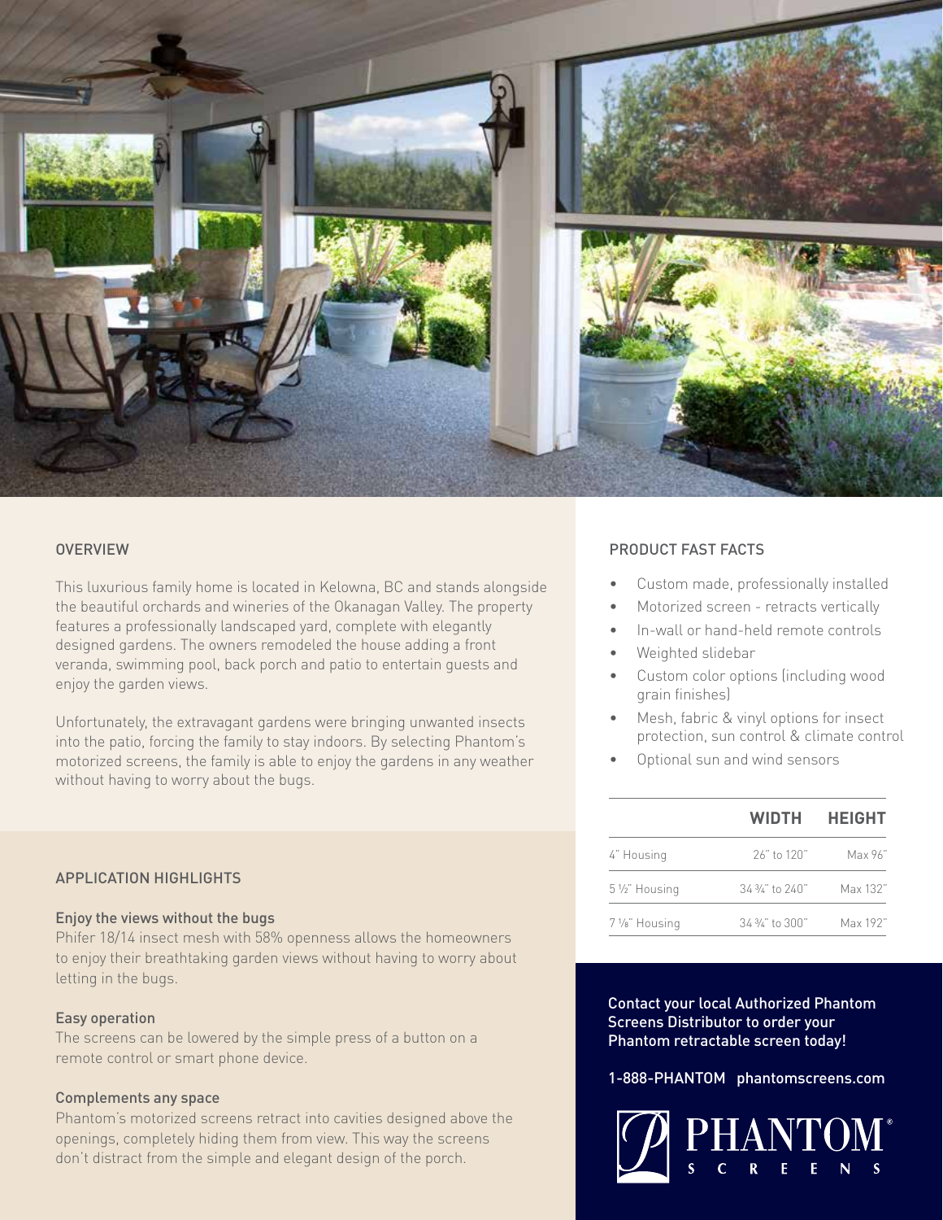## OVERVIEW

This luxurious family home is located in Kelowna, BC and stands alongside the beautiful orchards and wineries of the Okanagan Valley. The property features a professionally landscaped yard, complete with elegantly designed gardens. The owners remodeled the house adding a front veranda, swimming pool, back porch and patio to entertain guests and enjoy the garden views.

Unfortunately, the extravagant gardens were bringing unwanted insects into the patio, forcing the family to stay indoors. By selecting Phantom's motorized screens, the family is able to enjoy the gardens in any weather without having to worry about the bugs.

## APPLICATION HIGHLIGHTS

### Enjoy the views without the bugs

Phifer 18/14 insect mesh with 58% openness allows the homeowners to enjoy their breathtaking garden views without having to worry about letting in the bugs.

### Easy operation

The screens can be lowered by the simple press of a button on a remote control or smart phone device.

### Complements any space

Phantom's motorized screens retract into cavities designed above the openings, completely hiding them from view. This way the screens don't distract from the simple and elegant design of the porch.

## PRODUCT FAST FACTS

- Custom made, professionally installed
- Motorized screen - retracts vertically
- In-wall or hand-held remote controls
- Weighted slidebar
- Custom color options (including wood grain finishes)
- Mesh, fabric & vinyl options for insect protection, sun control & climate control
- Optional sun and wind sensors

| | WIDTH | HEIGHT |
|---|---|---|
| 4" Housing | 26" to 120" | Max 96" |
| 5 ½" Housing | 34 ¾" to 240" | Max 132" |
| 7 ⅛" Housing | 34 ¾" to 300" | Max 192" |

Contact your local Authorized Phantom Screens Distributor to order your Phantom retractable screen today!

1-888-PHANTOM phantomscreens.com

PHANTOM® SCREENS